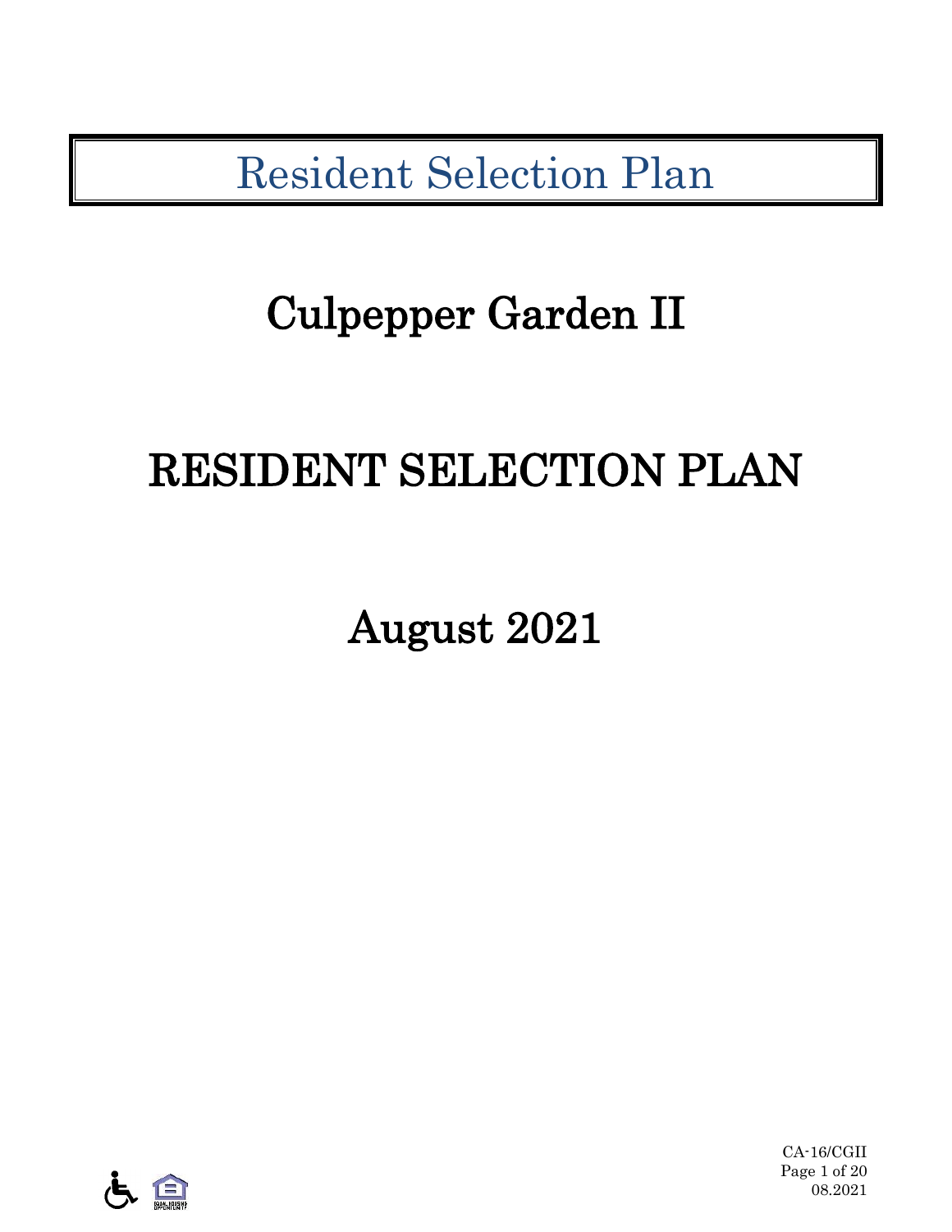# Resident Selection Plan

# Culpepper Garden II

# RESIDENT SELECTION PLAN

# August 2021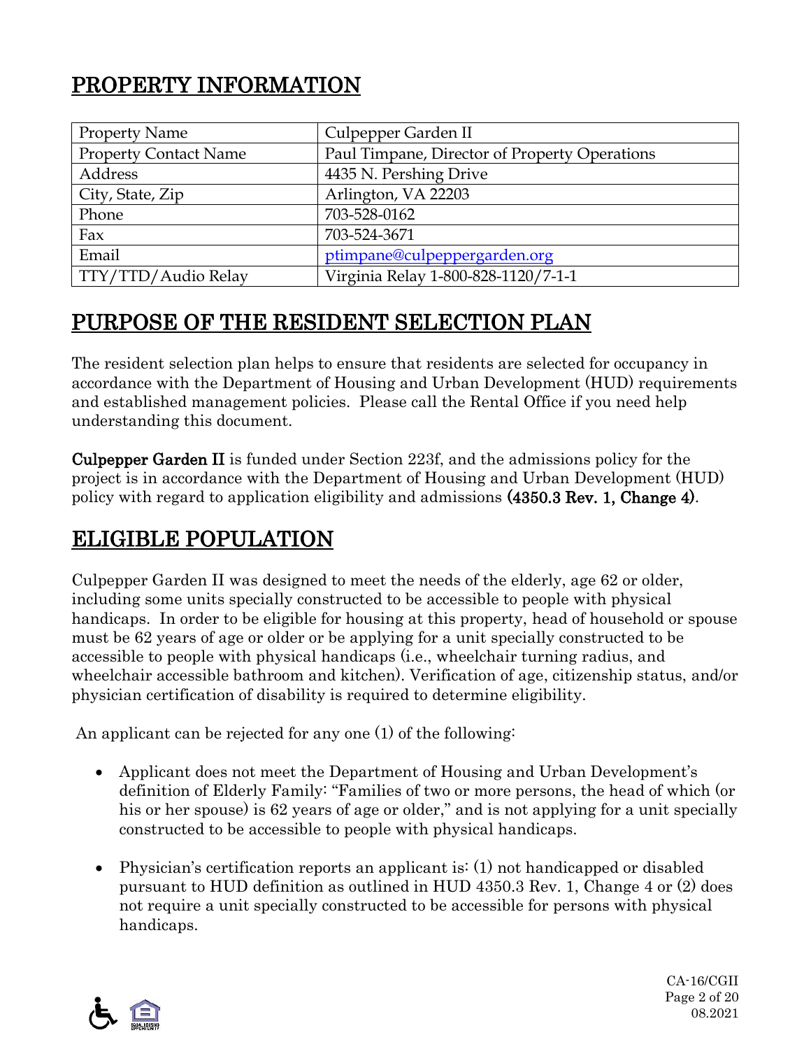# PROPERTY INFORMATION

| | |
|---|---|
| Property Name | Culpepper Garden II |
| Property Contact Name | Paul Timpane, Director of Property Operations |
| Address | 4435 N. Pershing Drive |
| City, State, Zip | Arlington, VA 22203 |
| Phone | 703-528-0162 |
| Fax | 703-524-3671 |
| Email | ptimpane@culpeppergarden.org |
| TTY/TTD/Audio Relay | Virginia Relay 1-800-828-1120/7-1-1 |

# PURPOSE OF THE RESIDENT SELECTION PLAN

The resident selection plan helps to ensure that residents are selected for occupancy in accordance with the Department of Housing and Urban Development (HUD) requirements and established management policies. Please call the Rental Office if you need help understanding this document.

**Culpepper Garden II** is funded under Section 223f, and the admissions policy for the project is in accordance with the Department of Housing and Urban Development (HUD) policy with regard to application eligibility and admissions **(4350.3 Rev. 1, Change 4)**.

# ELIGIBLE POPULATION

Culpepper Garden II was designed to meet the needs of the elderly, age 62 or older, including some units specially constructed to be accessible to people with physical handicaps. In order to be eligible for housing at this property, head of household or spouse must be 62 years of age or older or be applying for a unit specially constructed to be accessible to people with physical handicaps (i.e., wheelchair turning radius, and wheelchair accessible bathroom and kitchen). Verification of age, citizenship status, and/or physician certification of disability is required to determine eligibility.

An applicant can be rejected for any one (1) of the following:

- Applicant does not meet the Department of Housing and Urban Development's definition of Elderly Family: "Families of two or more persons, the head of which (or his or her spouse) is 62 years of age or older," and is not applying for a unit specially constructed to be accessible to people with physical handicaps.
- Physician's certification reports an applicant is: (1) not handicapped or disabled pursuant to HUD definition as outlined in HUD 4350.3 Rev. 1, Change 4 or (2) does not require a unit specially constructed to be accessible for persons with physical handicaps.

CA-16/CGII

08.2021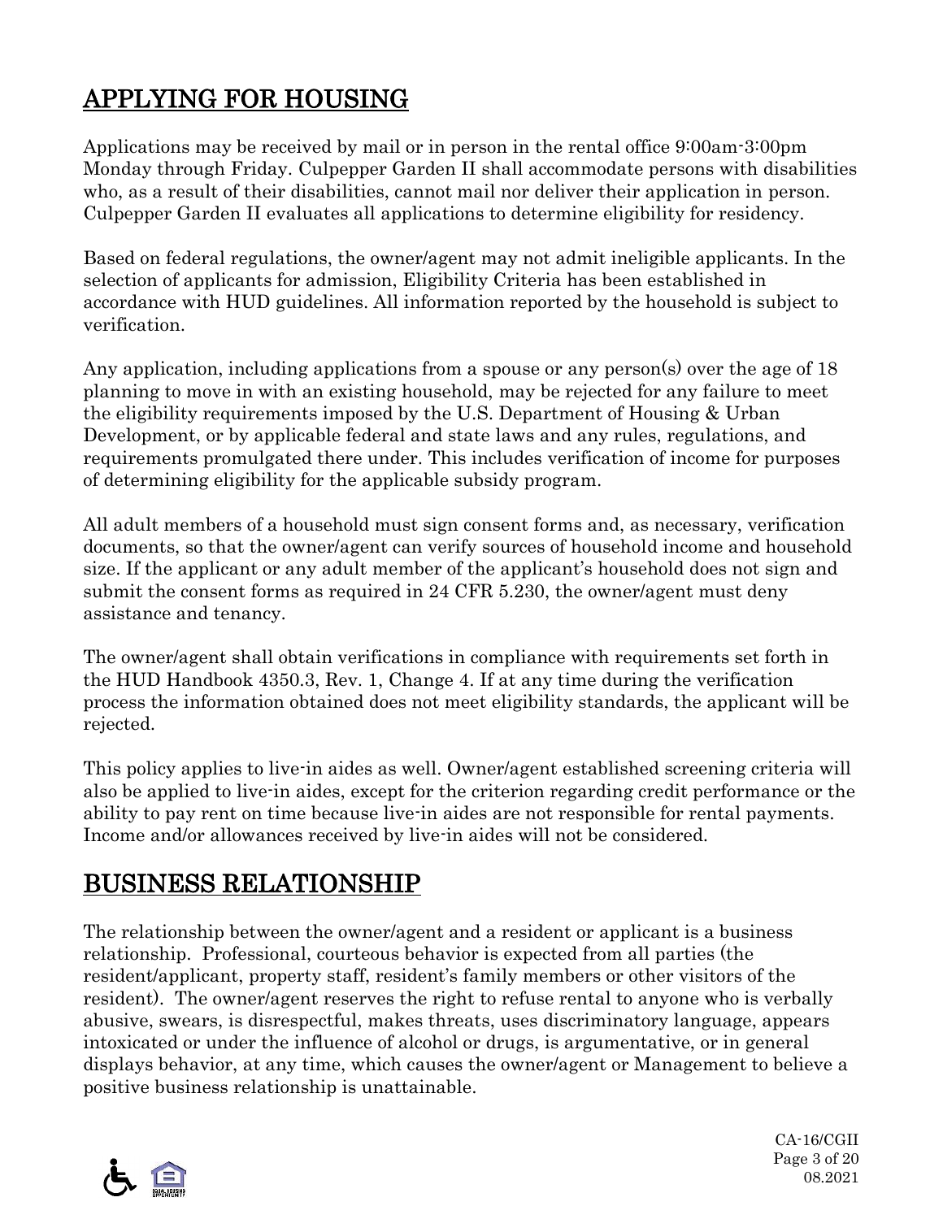## APPLYING FOR HOUSING

Applications may be received by mail or in person in the rental office 9:00am-3:00pm Monday through Friday. Culpepper Garden II shall accommodate persons with disabilities who, as a result of their disabilities, cannot mail nor deliver their application in person. Culpepper Garden II evaluates all applications to determine eligibility for residency.

Based on federal regulations, the owner/agent may not admit ineligible applicants. In the selection of applicants for admission, Eligibility Criteria has been established in accordance with HUD guidelines. All information reported by the household is subject to verification.

Any application, including applications from a spouse or any person(s) over the age of 18 planning to move in with an existing household, may be rejected for any failure to meet the eligibility requirements imposed by the U.S. Department of Housing & Urban Development, or by applicable federal and state laws and any rules, regulations, and requirements promulgated there under. This includes verification of income for purposes of determining eligibility for the applicable subsidy program.

All adult members of a household must sign consent forms and, as necessary, verification documents, so that the owner/agent can verify sources of household income and household size. If the applicant or any adult member of the applicant's household does not sign and submit the consent forms as required in 24 CFR 5.230, the owner/agent must deny assistance and tenancy.

The owner/agent shall obtain verifications in compliance with requirements set forth in the HUD Handbook 4350.3, Rev. 1, Change 4. If at any time during the verification process the information obtained does not meet eligibility standards, the applicant will be rejected.

This policy applies to live-in aides as well. Owner/agent established screening criteria will also be applied to live-in aides, except for the criterion regarding credit performance or the ability to pay rent on time because live-in aides are not responsible for rental payments. Income and/or allowances received by live-in aides will not be considered.

## BUSINESS RELATIONSHIP

The relationship between the owner/agent and a resident or applicant is a business relationship. Professional, courteous behavior is expected from all parties (the resident/applicant, property staff, resident's family members or other visitors of the resident). The owner/agent reserves the right to refuse rental to anyone who is verbally abusive, swears, is disrespectful, makes threats, uses discriminatory language, appears intoxicated or under the influence of alcohol or drugs, is argumentative, or in general displays behavior, at any time, which causes the owner/agent or Management to believe a positive business relationship is unattainable.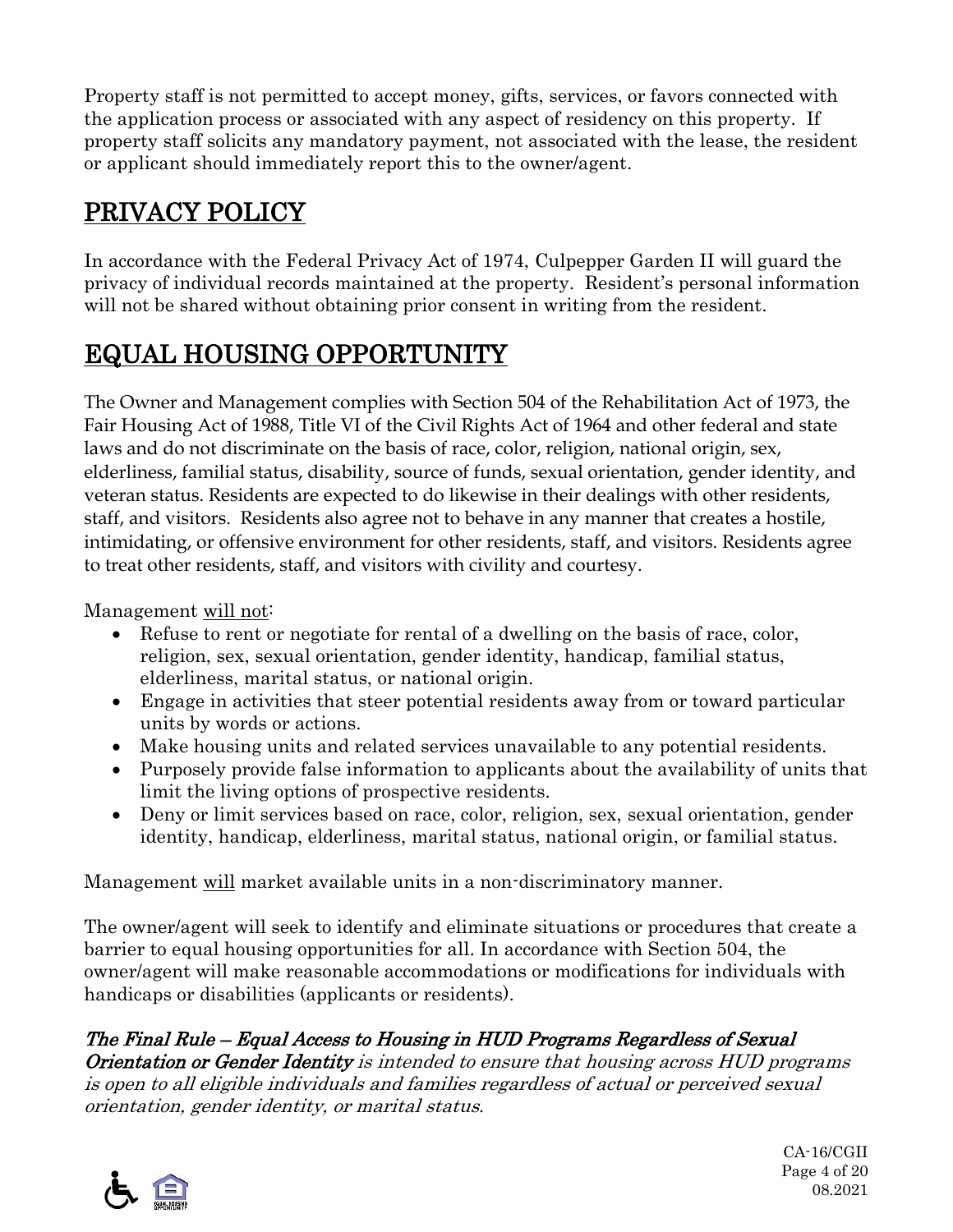Property staff is not permitted to accept money, gifts, services, or favors connected with the application process or associated with any aspect of residency on this property. If property staff solicits any mandatory payment, not associated with the lease, the resident or applicant should immediately report this to the owner/agent.

## PRIVACY POLICY

In accordance with the Federal Privacy Act of 1974, Culpepper Garden II will guard the privacy of individual records maintained at the property. Resident's personal information will not be shared without obtaining prior consent in writing from the resident.

## EQUAL HOUSING OPPORTUNITY

The Owner and Management complies with Section 504 of the Rehabilitation Act of 1973, the Fair Housing Act of 1988, Title VI of the Civil Rights Act of 1964 and other federal and state laws and do not discriminate on the basis of race, color, religion, national origin, sex, elderliness, familial status, disability, source of funds, sexual orientation, gender identity, and veteran status. Residents are expected to do likewise in their dealings with other residents, staff, and visitors. Residents also agree not to behave in any manner that creates a hostile, intimidating, or offensive environment for other residents, staff, and visitors. Residents agree to treat other residents, staff, and visitors with civility and courtesy.

Management <u>will not</u>:

- Refuse to rent or negotiate for rental of a dwelling on the basis of race, color, religion, sex, sexual orientation, gender identity, handicap, familial status, elderliness, marital status, or national origin.
- Engage in activities that steer potential residents away from or toward particular units by words or actions.
- Make housing units and related services unavailable to any potential residents.
- Purposely provide false information to applicants about the availability of units that limit the living options of prospective residents.
- Deny or limit services based on race, color, religion, sex, sexual orientation, gender identity, handicap, elderliness, marital status, national origin, or familial status.

Management <u>will</u> market available units in a non-discriminatory manner.

The owner/agent will seek to identify and eliminate situations or procedures that create a barrier to equal housing opportunities for all. In accordance with Section 504, the owner/agent will make reasonable accommodations or modifications for individuals with handicaps or disabilities (applicants or residents).

***The Final Rule – Equal Access to Housing in HUD Programs Regardless of Sexual Orientation or Gender Identity*** *is intended to ensure that housing across HUD programs is open to all eligible individuals and families regardless of actual or perceived sexual orientation, gender identity, or marital status.*

CA-16/CGII
08.2021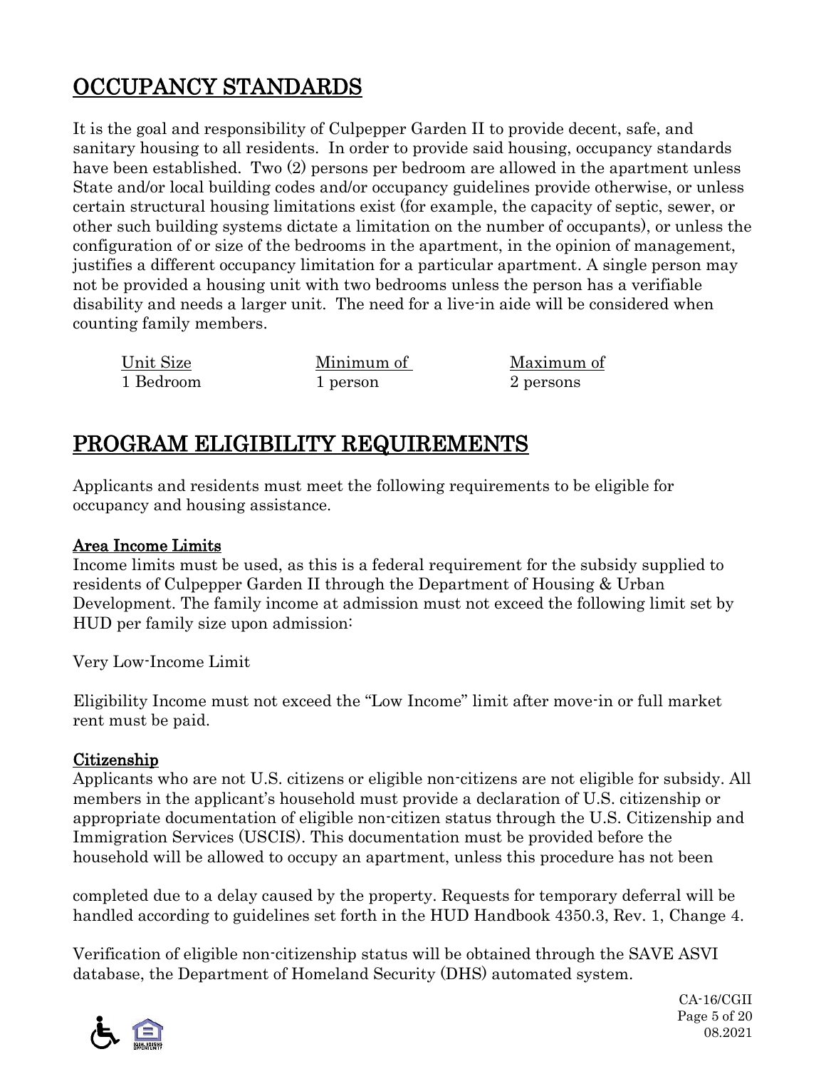# OCCUPANCY STANDARDS

It is the goal and responsibility of Culpepper Garden II to provide decent, safe, and sanitary housing to all residents. In order to provide said housing, occupancy standards have been established. Two (2) persons per bedroom are allowed in the apartment unless State and/or local building codes and/or occupancy guidelines provide otherwise, or unless certain structural housing limitations exist (for example, the capacity of septic, sewer, or other such building systems dictate a limitation on the number of occupants), or unless the configuration of or size of the bedrooms in the apartment, in the opinion of management, justifies a different occupancy limitation for a particular apartment. A single person may not be provided a housing unit with two bedrooms unless the person has a verifiable disability and needs a larger unit. The need for a live-in aide will be considered when counting family members.

| Unit Size | Minimum of | Maximum of |
|---|---|---|
| 1 Bedroom | 1 person | 2 persons |

# PROGRAM ELIGIBILITY REQUIREMENTS

Applicants and residents must meet the following requirements to be eligible for occupancy and housing assistance.

### Area Income Limits

Income limits must be used, as this is a federal requirement for the subsidy supplied to residents of Culpepper Garden II through the Department of Housing & Urban Development. The family income at admission must not exceed the following limit set by HUD per family size upon admission:

Very Low-Income Limit

Eligibility Income must not exceed the "Low Income" limit after move-in or full market rent must be paid.

### Citizenship

Applicants who are not U.S. citizens or eligible non-citizens are not eligible for subsidy. All members in the applicant's household must provide a declaration of U.S. citizenship or appropriate documentation of eligible non-citizen status through the U.S. Citizenship and Immigration Services (USCIS). This documentation must be provided before the household will be allowed to occupy an apartment, unless this procedure has not been completed due to a delay caused by the property. Requests for temporary deferral will be handled according to guidelines set forth in the HUD Handbook 4350.3, Rev. 1, Change 4.

Verification of eligible non-citizenship status will be obtained through the SAVE ASVI database, the Department of Homeland Security (DHS) automated system.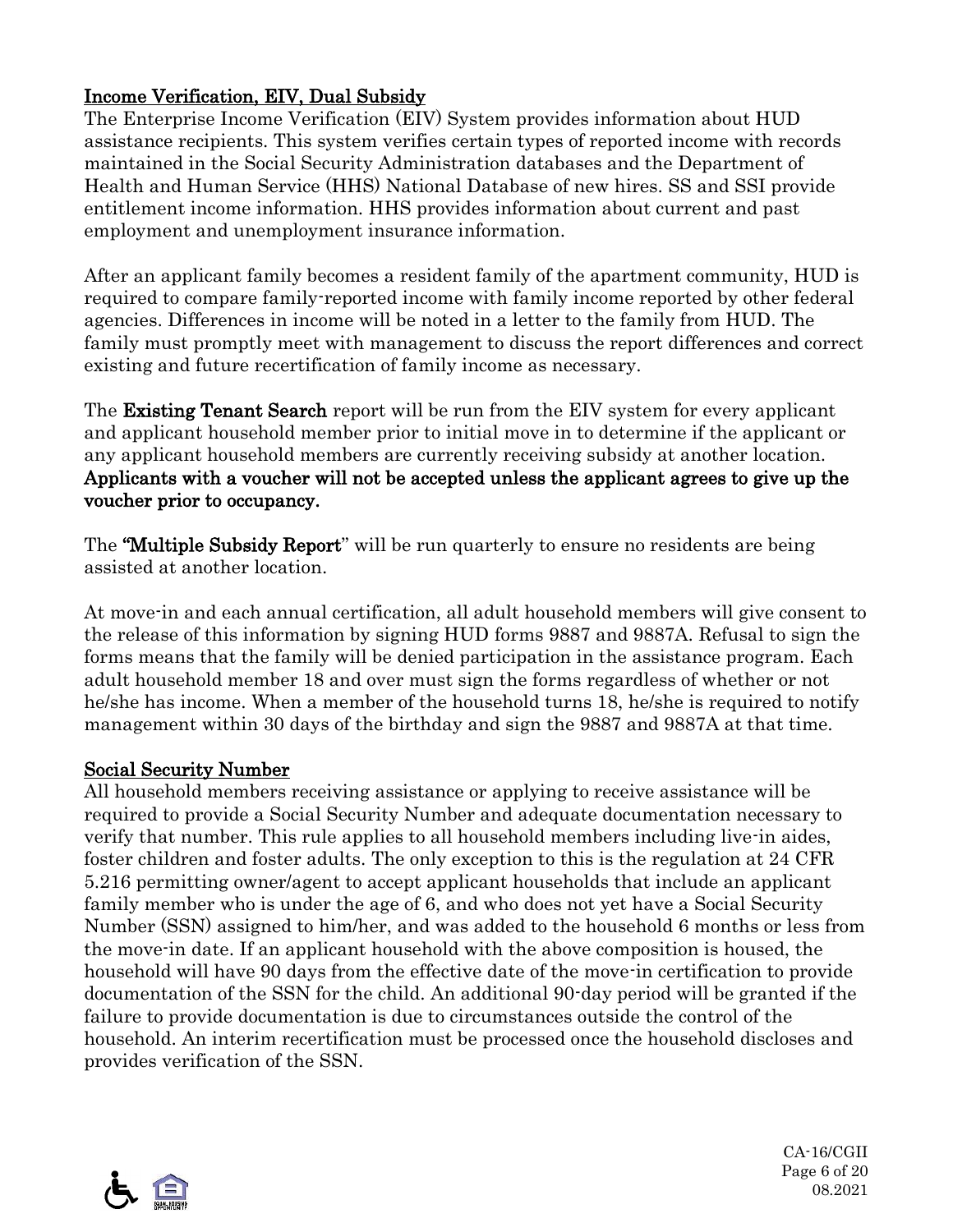## Income Verification, EIV, Dual Subsidy

The Enterprise Income Verification (EIV) System provides information about HUD assistance recipients. This system verifies certain types of reported income with records maintained in the Social Security Administration databases and the Department of Health and Human Service (HHS) National Database of new hires. SS and SSI provide entitlement income information. HHS provides information about current and past employment and unemployment insurance information.

After an applicant family becomes a resident family of the apartment community, HUD is required to compare family-reported income with family income reported by other federal agencies. Differences in income will be noted in a letter to the family from HUD. The family must promptly meet with management to discuss the report differences and correct existing and future recertification of family income as necessary.

The **Existing Tenant Search** report will be run from the EIV system for every applicant and applicant household member prior to initial move in to determine if the applicant or any applicant household members are currently receiving subsidy at another location. **Applicants with a voucher will not be accepted unless the applicant agrees to give up the voucher prior to occupancy.**

The **"Multiple Subsidy Report**" will be run quarterly to ensure no residents are being assisted at another location.

At move-in and each annual certification, all adult household members will give consent to the release of this information by signing HUD forms 9887 and 9887A. Refusal to sign the forms means that the family will be denied participation in the assistance program. Each adult household member 18 and over must sign the forms regardless of whether or not he/she has income. When a member of the household turns 18, he/she is required to notify management within 30 days of the birthday and sign the 9887 and 9887A at that time.

## Social Security Number

All household members receiving assistance or applying to receive assistance will be required to provide a Social Security Number and adequate documentation necessary to verify that number. This rule applies to all household members including live-in aides, foster children and foster adults. The only exception to this is the regulation at 24 CFR 5.216 permitting owner/agent to accept applicant households that include an applicant family member who is under the age of 6, and who does not yet have a Social Security Number (SSN) assigned to him/her, and was added to the household 6 months or less from the move-in date. If an applicant household with the above composition is housed, the household will have 90 days from the effective date of the move-in certification to provide documentation of the SSN for the child. An additional 90-day period will be granted if the failure to provide documentation is due to circumstances outside the control of the household. An interim recertification must be processed once the household discloses and provides verification of the SSN.

CA-16/CGII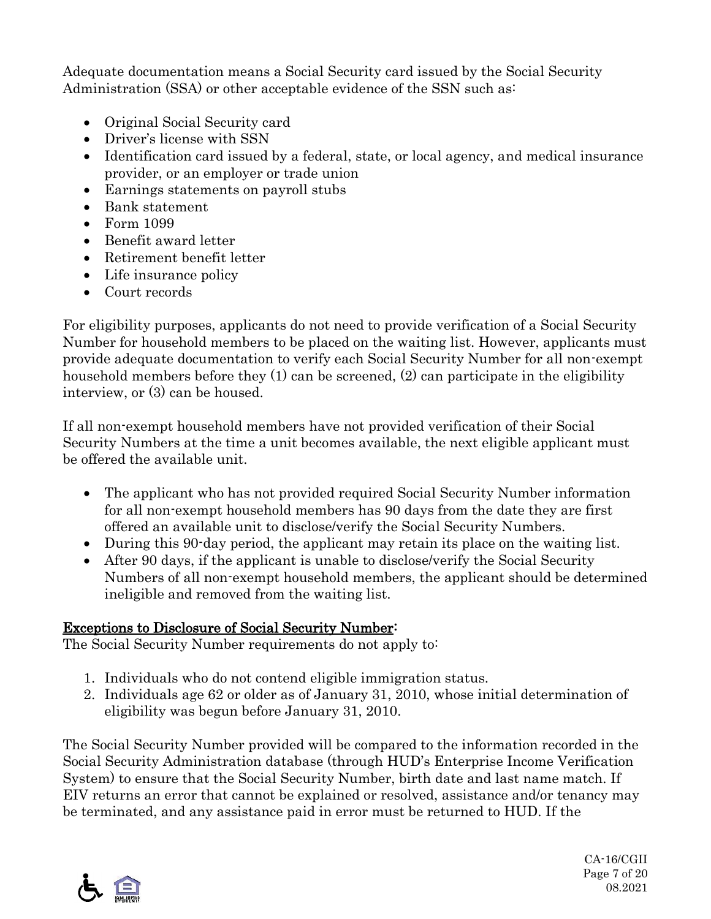Adequate documentation means a Social Security card issued by the Social Security Administration (SSA) or other acceptable evidence of the SSN such as:

- Original Social Security card
- Driver's license with SSN
- Identification card issued by a federal, state, or local agency, and medical insurance provider, or an employer or trade union
- Earnings statements on payroll stubs
- Bank statement
- Form 1099
- Benefit award letter
- Retirement benefit letter
- Life insurance policy
- Court records

For eligibility purposes, applicants do not need to provide verification of a Social Security Number for household members to be placed on the waiting list. However, applicants must provide adequate documentation to verify each Social Security Number for all non-exempt household members before they (1) can be screened, (2) can participate in the eligibility interview, or (3) can be housed.

If all non-exempt household members have not provided verification of their Social Security Numbers at the time a unit becomes available, the next eligible applicant must be offered the available unit.

- The applicant who has not provided required Social Security Number information for all non-exempt household members has 90 days from the date they are first offered an available unit to disclose/verify the Social Security Numbers.
- During this 90-day period, the applicant may retain its place on the waiting list.
- After 90 days, if the applicant is unable to disclose/verify the Social Security Numbers of all non-exempt household members, the applicant should be determined ineligible and removed from the waiting list.

**Exceptions to Disclosure of Social Security Number:**

The Social Security Number requirements do not apply to:

1. Individuals who do not contend eligible immigration status.
2. Individuals age 62 or older as of January 31, 2010, whose initial determination of eligibility was begun before January 31, 2010.

The Social Security Number provided will be compared to the information recorded in the Social Security Administration database (through HUD's Enterprise Income Verification System) to ensure that the Social Security Number, birth date and last name match. If EIV returns an error that cannot be explained or resolved, assistance and/or tenancy may be terminated, and any assistance paid in error must be returned to HUD. If the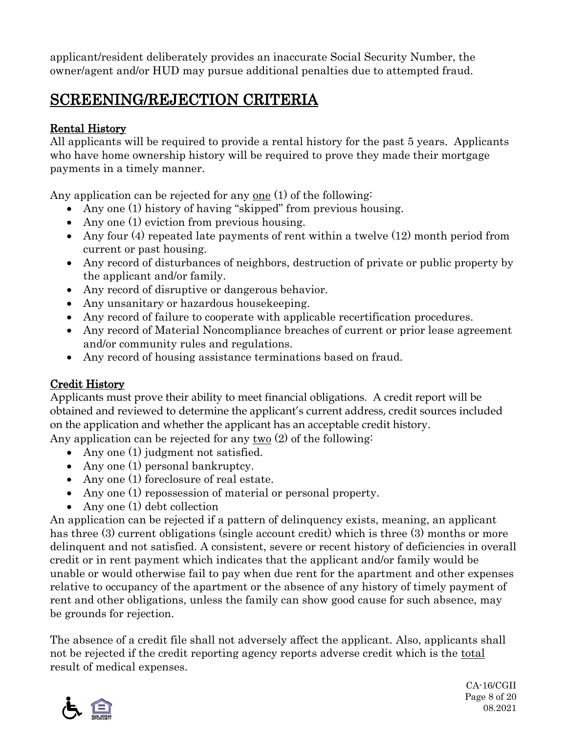applicant/resident deliberately provides an inaccurate Social Security Number, the owner/agent and/or HUD may pursue additional penalties due to attempted fraud.

# SCREENING/REJECTION CRITERIA

## Rental History

All applicants will be required to provide a rental history for the past 5 years. Applicants who have home ownership history will be required to prove they made their mortgage payments in a timely manner.

Any application can be rejected for any one (1) of the following:

- Any one (1) history of having "skipped" from previous housing.
- Any one (1) eviction from previous housing.
- Any four (4) repeated late payments of rent within a twelve (12) month period from current or past housing.
- Any record of disturbances of neighbors, destruction of private or public property by the applicant and/or family.
- Any record of disruptive or dangerous behavior.
- Any unsanitary or hazardous housekeeping.
- Any record of failure to cooperate with applicable recertification procedures.
- Any record of Material Noncompliance breaches of current or prior lease agreement and/or community rules and regulations.
- Any record of housing assistance terminations based on fraud.

## Credit History

Applicants must prove their ability to meet financial obligations. A credit report will be obtained and reviewed to determine the applicant's current address, credit sources included on the application and whether the applicant has an acceptable credit history.

Any application can be rejected for any two (2) of the following:

- Any one (1) judgment not satisfied.
- Any one (1) personal bankruptcy.
- Any one (1) foreclosure of real estate.
- Any one (1) repossession of material or personal property.
- Any one (1) debt collection

An application can be rejected if a pattern of delinquency exists, meaning, an applicant has three (3) current obligations (single account credit) which is three (3) months or more delinquent and not satisfied. A consistent, severe or recent history of deficiencies in overall credit or in rent payment which indicates that the applicant and/or family would be unable or would otherwise fail to pay when due rent for the apartment and other expenses relative to occupancy of the apartment or the absence of any history of timely payment of rent and other obligations, unless the family can show good cause for such absence, may be grounds for rejection.

The absence of a credit file shall not adversely affect the applicant. Also, applicants shall not be rejected if the credit reporting agency reports adverse credit which is the total result of medical expenses.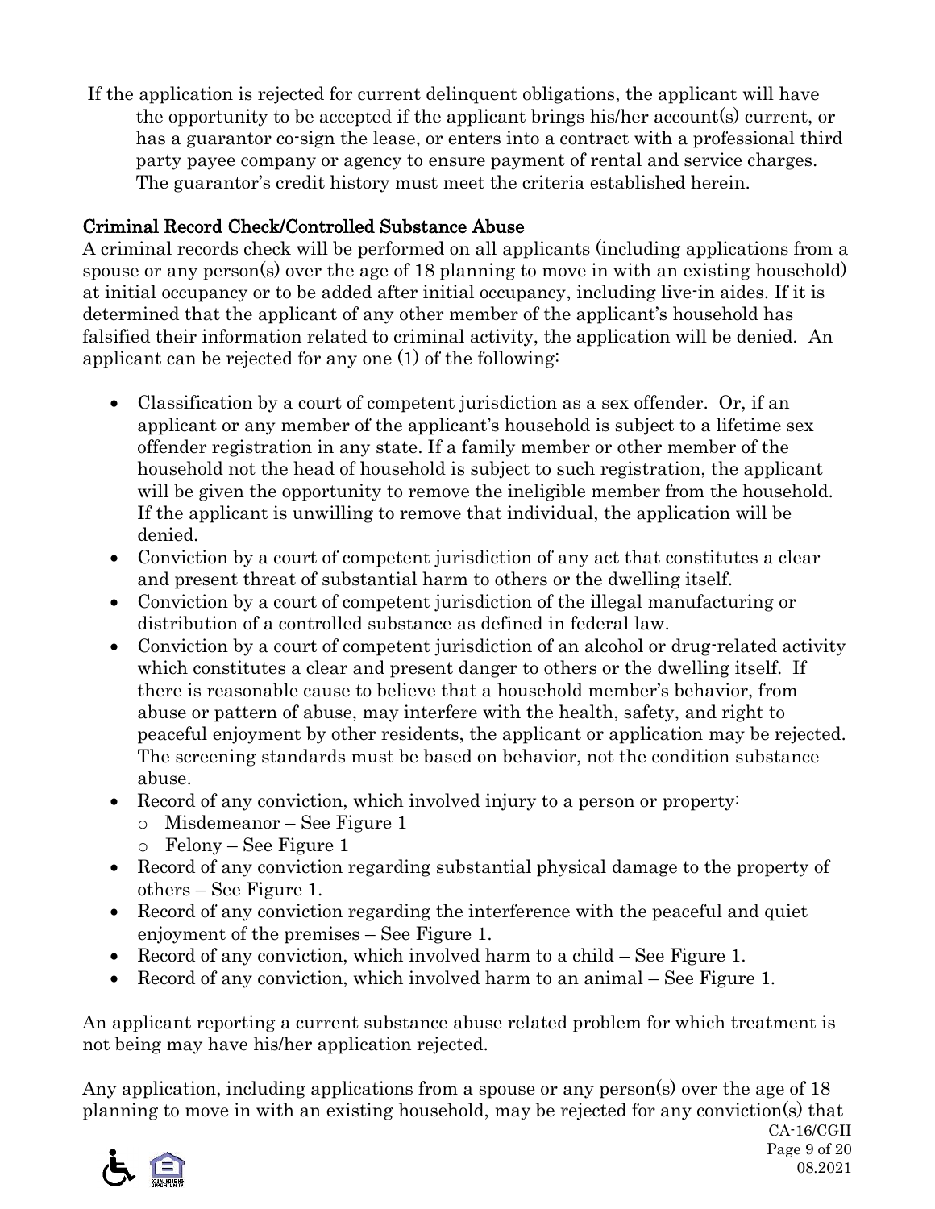If the application is rejected for current delinquent obligations, the applicant will have the opportunity to be accepted if the applicant brings his/her account(s) current, or has a guarantor co-sign the lease, or enters into a contract with a professional third party payee company or agency to ensure payment of rental and service charges. The guarantor's credit history must meet the criteria established herein.

## Criminal Record Check/Controlled Substance Abuse

A criminal records check will be performed on all applicants (including applications from a spouse or any person(s) over the age of 18 planning to move in with an existing household) at initial occupancy or to be added after initial occupancy, including live-in aides. If it is determined that the applicant of any other member of the applicant's household has falsified their information related to criminal activity, the application will be denied. An applicant can be rejected for any one (1) of the following:

- Classification by a court of competent jurisdiction as a sex offender. Or, if an applicant or any member of the applicant's household is subject to a lifetime sex offender registration in any state. If a family member or other member of the household not the head of household is subject to such registration, the applicant will be given the opportunity to remove the ineligible member from the household. If the applicant is unwilling to remove that individual, the application will be denied.
- Conviction by a court of competent jurisdiction of any act that constitutes a clear and present threat of substantial harm to others or the dwelling itself.
- Conviction by a court of competent jurisdiction of the illegal manufacturing or distribution of a controlled substance as defined in federal law.
- Conviction by a court of competent jurisdiction of an alcohol or drug-related activity which constitutes a clear and present danger to others or the dwelling itself. If there is reasonable cause to believe that a household member's behavior, from abuse or pattern of abuse, may interfere with the health, safety, and right to peaceful enjoyment by other residents, the applicant or application may be rejected. The screening standards must be based on behavior, not the condition substance abuse.
- Record of any conviction, which involved injury to a person or property:
  - Misdemeanor – See Figure 1
  - Felony – See Figure 1
- Record of any conviction regarding substantial physical damage to the property of others – See Figure 1.
- Record of any conviction regarding the interference with the peaceful and quiet enjoyment of the premises – See Figure 1.
- Record of any conviction, which involved harm to a child – See Figure 1.
- Record of any conviction, which involved harm to an animal – See Figure 1.

An applicant reporting a current substance abuse related problem for which treatment is not being may have his/her application rejected.

Any application, including applications from a spouse or any person(s) over the age of 18 planning to move in with an existing household, may be rejected for any conviction(s) that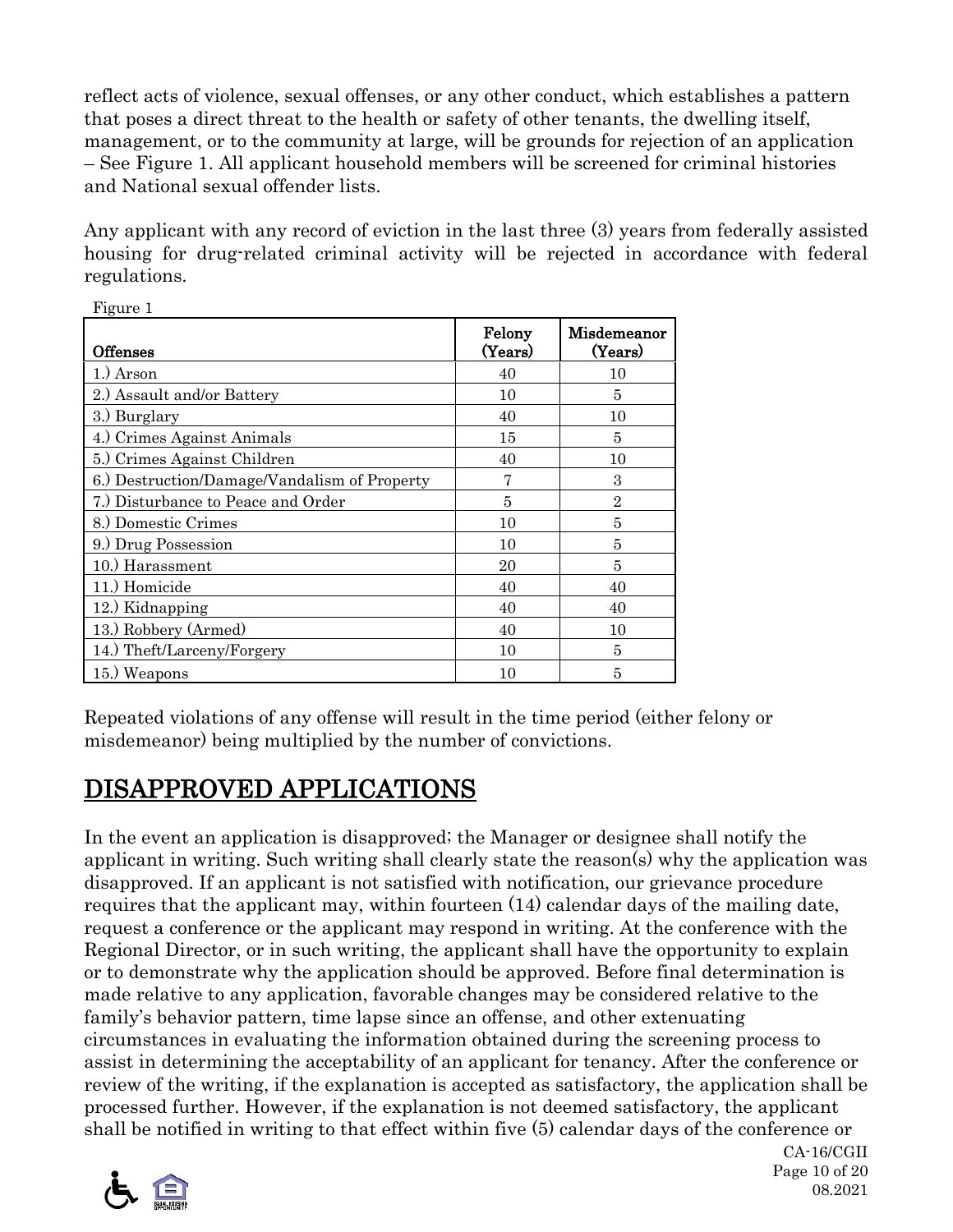reflect acts of violence, sexual offenses, or any other conduct, which establishes a pattern that poses a direct threat to the health or safety of other tenants, the dwelling itself, management, or to the community at large, will be grounds for rejection of an application – See Figure 1. All applicant household members will be screened for criminal histories and National sexual offender lists.

Any applicant with any record of eviction in the last three (3) years from federally assisted housing for drug-related criminal activity will be rejected in accordance with federal regulations.

Figure 1

| Offenses | Felony (Years) | Misdemeanor (Years) |
|---|---|---|
| 1.) Arson | 40 | 10 |
| 2.) Assault and/or Battery | 10 | 5 |
| 3.) Burglary | 40 | 10 |
| 4.) Crimes Against Animals | 15 | 5 |
| 5.) Crimes Against Children | 40 | 10 |
| 6.) Destruction/Damage/Vandalism of Property | 7 | 3 |
| 7.) Disturbance to Peace and Order | 5 | 2 |
| 8.) Domestic Crimes | 10 | 5 |
| 9.) Drug Possession | 10 | 5 |
| 10.) Harassment | 20 | 5 |
| 11.) Homicide | 40 | 40 |
| 12.) Kidnapping | 40 | 40 |
| 13.) Robbery (Armed) | 40 | 10 |
| 14.) Theft/Larceny/Forgery | 10 | 5 |
| 15.) Weapons | 10 | 5 |

Repeated violations of any offense will result in the time period (either felony or misdemeanor) being multiplied by the number of convictions.

# DISAPPROVED APPLICATIONS

In the event an application is disapproved; the Manager or designee shall notify the applicant in writing. Such writing shall clearly state the reason(s) why the application was disapproved. If an applicant is not satisfied with notification, our grievance procedure requires that the applicant may, within fourteen (14) calendar days of the mailing date, request a conference or the applicant may respond in writing. At the conference with the Regional Director, or in such writing, the applicant shall have the opportunity to explain or to demonstrate why the application should be approved. Before final determination is made relative to any application, favorable changes may be considered relative to the family's behavior pattern, time lapse since an offense, and other extenuating circumstances in evaluating the information obtained during the screening process to assist in determining the acceptability of an applicant for tenancy. After the conference or review of the writing, if the explanation is accepted as satisfactory, the application shall be processed further. However, if the explanation is not deemed satisfactory, the applicant shall be notified in writing to that effect within five (5) calendar days of the conference or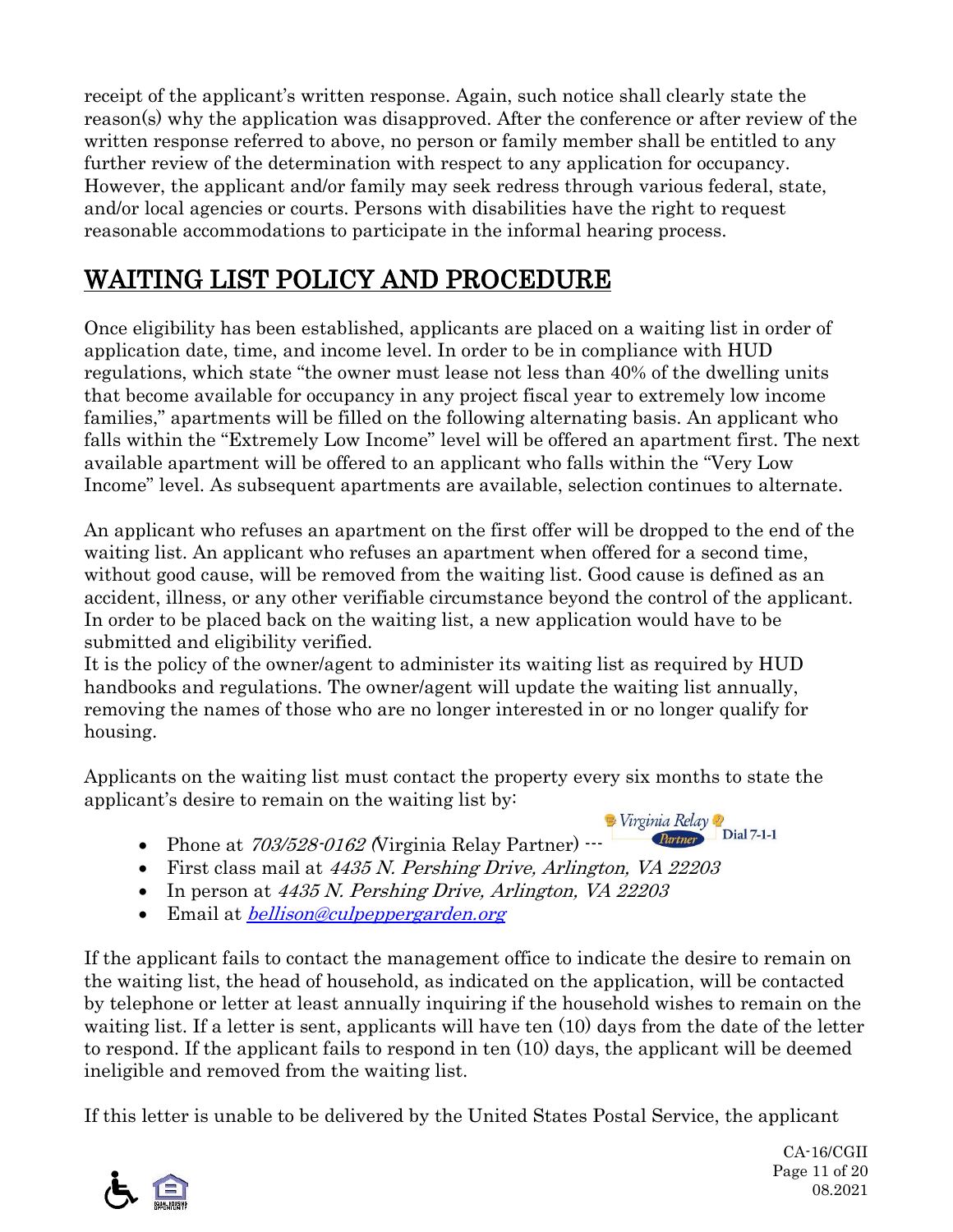receipt of the applicant's written response. Again, such notice shall clearly state the reason(s) why the application was disapproved. After the conference or after review of the written response referred to above, no person or family member shall be entitled to any further review of the determination with respect to any application for occupancy. However, the applicant and/or family may seek redress through various federal, state, and/or local agencies or courts. Persons with disabilities have the right to request reasonable accommodations to participate in the informal hearing process.

# WAITING LIST POLICY AND PROCEDURE

Once eligibility has been established, applicants are placed on a waiting list in order of application date, time, and income level. In order to be in compliance with HUD regulations, which state "the owner must lease not less than 40% of the dwelling units that become available for occupancy in any project fiscal year to extremely low income families," apartments will be filled on the following alternating basis. An applicant who falls within the "Extremely Low Income" level will be offered an apartment first. The next available apartment will be offered to an applicant who falls within the "Very Low Income" level. As subsequent apartments are available, selection continues to alternate.

An applicant who refuses an apartment on the first offer will be dropped to the end of the waiting list. An applicant who refuses an apartment when offered for a second time, without good cause, will be removed from the waiting list. Good cause is defined as an accident, illness, or any other verifiable circumstance beyond the control of the applicant. In order to be placed back on the waiting list, a new application would have to be submitted and eligibility verified.
It is the policy of the owner/agent to administer its waiting list as required by HUD handbooks and regulations. The owner/agent will update the waiting list annually, removing the names of those who are no longer interested in or no longer qualify for housing.

Applicants on the waiting list must contact the property every six months to state the applicant's desire to remain on the waiting list by:

- Phone at *703/528-0162* (Virginia Relay Partner) --- Virginia Relay Partner Dial 7-1-1
- First class mail at *4435 N. Pershing Drive, Arlington, VA 22203*
- In person at *4435 N. Pershing Drive, Arlington, VA 22203*
- Email at *bellison@culpeppergarden.org*

If the applicant fails to contact the management office to indicate the desire to remain on the waiting list, the head of household, as indicated on the application, will be contacted by telephone or letter at least annually inquiring if the household wishes to remain on the waiting list. If a letter is sent, applicants will have ten (10) days from the date of the letter to respond. If the applicant fails to respond in ten (10) days, the applicant will be deemed ineligible and removed from the waiting list.

If this letter is unable to be delivered by the United States Postal Service, the applicant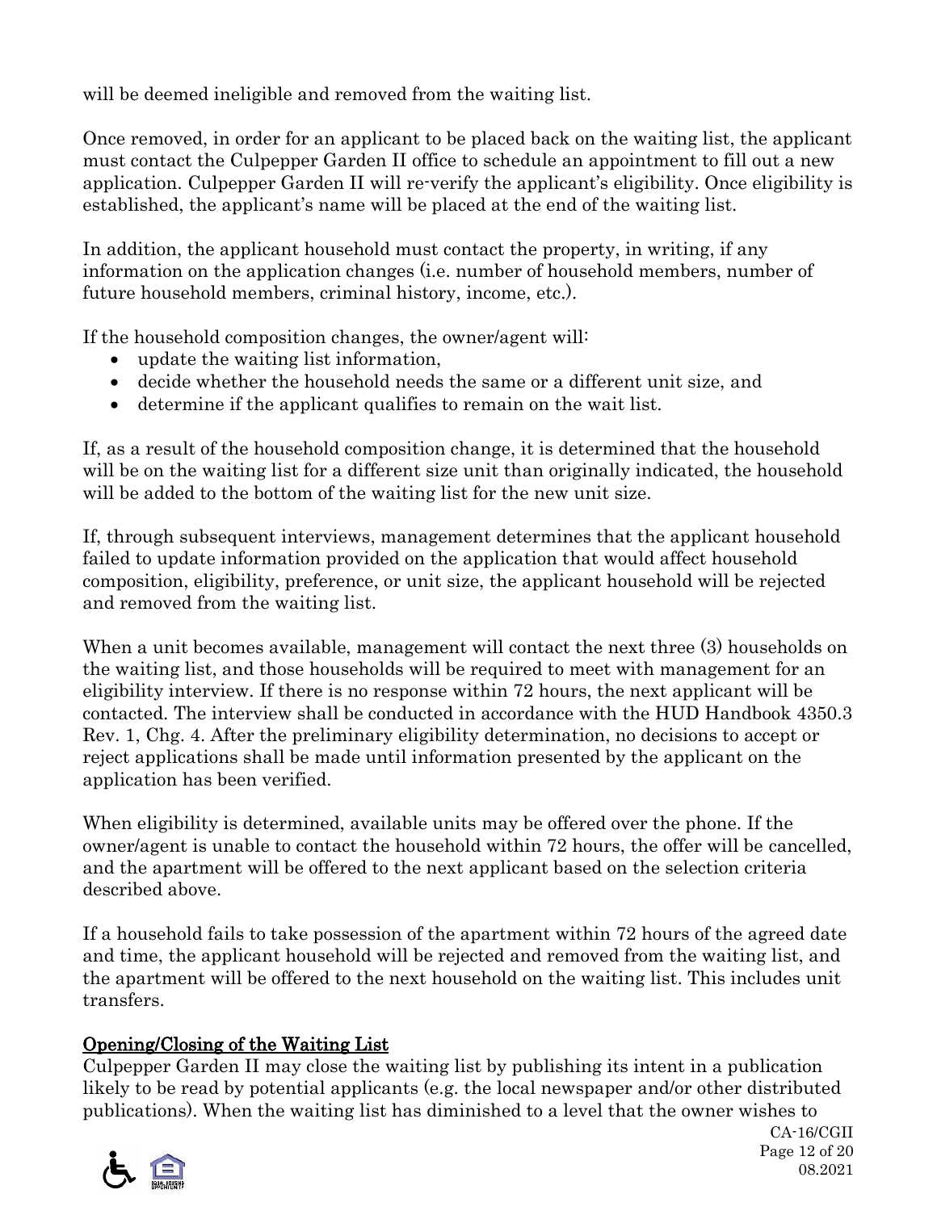will be deemed ineligible and removed from the waiting list.

Once removed, in order for an applicant to be placed back on the waiting list, the applicant must contact the Culpepper Garden II office to schedule an appointment to fill out a new application. Culpepper Garden II will re-verify the applicant's eligibility. Once eligibility is established, the applicant's name will be placed at the end of the waiting list.

In addition, the applicant household must contact the property, in writing, if any information on the application changes (i.e. number of household members, number of future household members, criminal history, income, etc.).

If the household composition changes, the owner/agent will:

- update the waiting list information,
- decide whether the household needs the same or a different unit size, and
- determine if the applicant qualifies to remain on the wait list.

If, as a result of the household composition change, it is determined that the household will be on the waiting list for a different size unit than originally indicated, the household will be added to the bottom of the waiting list for the new unit size.

If, through subsequent interviews, management determines that the applicant household failed to update information provided on the application that would affect household composition, eligibility, preference, or unit size, the applicant household will be rejected and removed from the waiting list.

When a unit becomes available, management will contact the next three (3) households on the waiting list, and those households will be required to meet with management for an eligibility interview. If there is no response within 72 hours, the next applicant will be contacted. The interview shall be conducted in accordance with the HUD Handbook 4350.3 Rev. 1, Chg. 4. After the preliminary eligibility determination, no decisions to accept or reject applications shall be made until information presented by the applicant on the application has been verified.

When eligibility is determined, available units may be offered over the phone. If the owner/agent is unable to contact the household within 72 hours, the offer will be cancelled, and the apartment will be offered to the next applicant based on the selection criteria described above.

If a household fails to take possession of the apartment within 72 hours of the agreed date and time, the applicant household will be rejected and removed from the waiting list, and the apartment will be offered to the next household on the waiting list. This includes unit transfers.

## Opening/Closing of the Waiting List

Culpepper Garden II may close the waiting list by publishing its intent in a publication likely to be read by potential applicants (e.g. the local newspaper and/or other distributed publications). When the waiting list has diminished to a level that the owner wishes to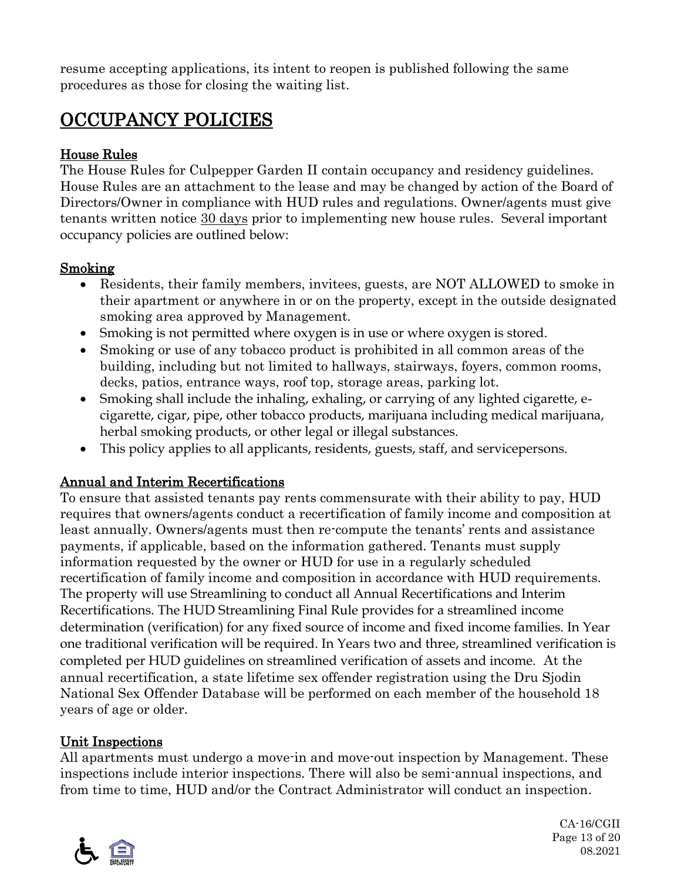resume accepting applications, its intent to reopen is published following the same procedures as those for closing the waiting list.

# OCCUPANCY POLICIES

## House Rules

The House Rules for Culpepper Garden II contain occupancy and residency guidelines. House Rules are an attachment to the lease and may be changed by action of the Board of Directors/Owner in compliance with HUD rules and regulations. Owner/agents must give tenants written notice 30 days prior to implementing new house rules. Several important occupancy policies are outlined below:

## Smoking

- Residents, their family members, invitees, guests, are NOT ALLOWED to smoke in their apartment or anywhere in or on the property, except in the outside designated smoking area approved by Management.
- Smoking is not permitted where oxygen is in use or where oxygen is stored.
- Smoking or use of any tobacco product is prohibited in all common areas of the building, including but not limited to hallways, stairways, foyers, common rooms, decks, patios, entrance ways, roof top, storage areas, parking lot.
- Smoking shall include the inhaling, exhaling, or carrying of any lighted cigarette, e-cigarette, cigar, pipe, other tobacco products, marijuana including medical marijuana, herbal smoking products, or other legal or illegal substances.
- This policy applies to all applicants, residents, guests, staff, and servicepersons.

## Annual and Interim Recertifications

To ensure that assisted tenants pay rents commensurate with their ability to pay, HUD requires that owners/agents conduct a recertification of family income and composition at least annually. Owners/agents must then re-compute the tenants' rents and assistance payments, if applicable, based on the information gathered. Tenants must supply information requested by the owner or HUD for use in a regularly scheduled recertification of family income and composition in accordance with HUD requirements. The property will use Streamlining to conduct all Annual Recertifications and Interim Recertifications. The HUD Streamlining Final Rule provides for a streamlined income determination (verification) for any fixed source of income and fixed income families. In Year one traditional verification will be required. In Years two and three, streamlined verification is completed per HUD guidelines on streamlined verification of assets and income. At the annual recertification, a state lifetime sex offender registration using the Dru Sjodin National Sex Offender Database will be performed on each member of the household 18 years of age or older.

## Unit Inspections

All apartments must undergo a move-in and move-out inspection by Management. These inspections include interior inspections. There will also be semi-annual inspections, and from time to time, HUD and/or the Contract Administrator will conduct an inspection.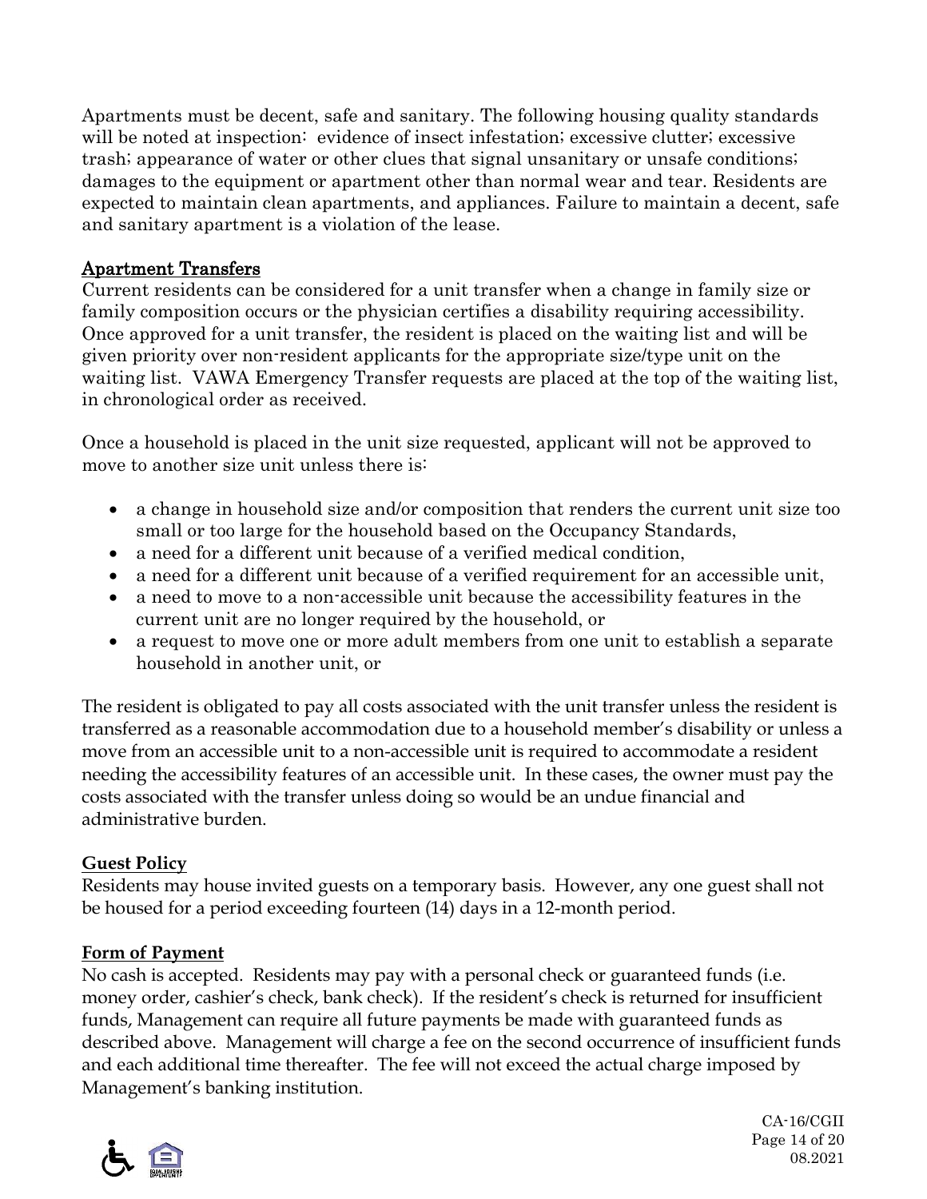Apartments must be decent, safe and sanitary. The following housing quality standards will be noted at inspection: evidence of insect infestation; excessive clutter; excessive trash; appearance of water or other clues that signal unsanitary or unsafe conditions; damages to the equipment or apartment other than normal wear and tear. Residents are expected to maintain clean apartments, and appliances. Failure to maintain a decent, safe and sanitary apartment is a violation of the lease.

## Apartment Transfers

Current residents can be considered for a unit transfer when a change in family size or family composition occurs or the physician certifies a disability requiring accessibility. Once approved for a unit transfer, the resident is placed on the waiting list and will be given priority over non-resident applicants for the appropriate size/type unit on the waiting list. VAWA Emergency Transfer requests are placed at the top of the waiting list, in chronological order as received.

Once a household is placed in the unit size requested, applicant will not be approved to move to another size unit unless there is:

- a change in household size and/or composition that renders the current unit size too small or too large for the household based on the Occupancy Standards,
- a need for a different unit because of a verified medical condition,
- a need for a different unit because of a verified requirement for an accessible unit,
- a need to move to a non-accessible unit because the accessibility features in the current unit are no longer required by the household, or
- a request to move one or more adult members from one unit to establish a separate household in another unit, or

The resident is obligated to pay all costs associated with the unit transfer unless the resident is transferred as a reasonable accommodation due to a household member's disability or unless a move from an accessible unit to a non-accessible unit is required to accommodate a resident needing the accessibility features of an accessible unit. In these cases, the owner must pay the costs associated with the transfer unless doing so would be an undue financial and administrative burden.

## Guest Policy

Residents may house invited guests on a temporary basis. However, any one guest shall not be housed for a period exceeding fourteen (14) days in a 12-month period.

## Form of Payment

No cash is accepted. Residents may pay with a personal check or guaranteed funds (i.e. money order, cashier's check, bank check). If the resident's check is returned for insufficient funds, Management can require all future payments be made with guaranteed funds as described above. Management will charge a fee on the second occurrence of insufficient funds and each additional time thereafter. The fee will not exceed the actual charge imposed by Management's banking institution.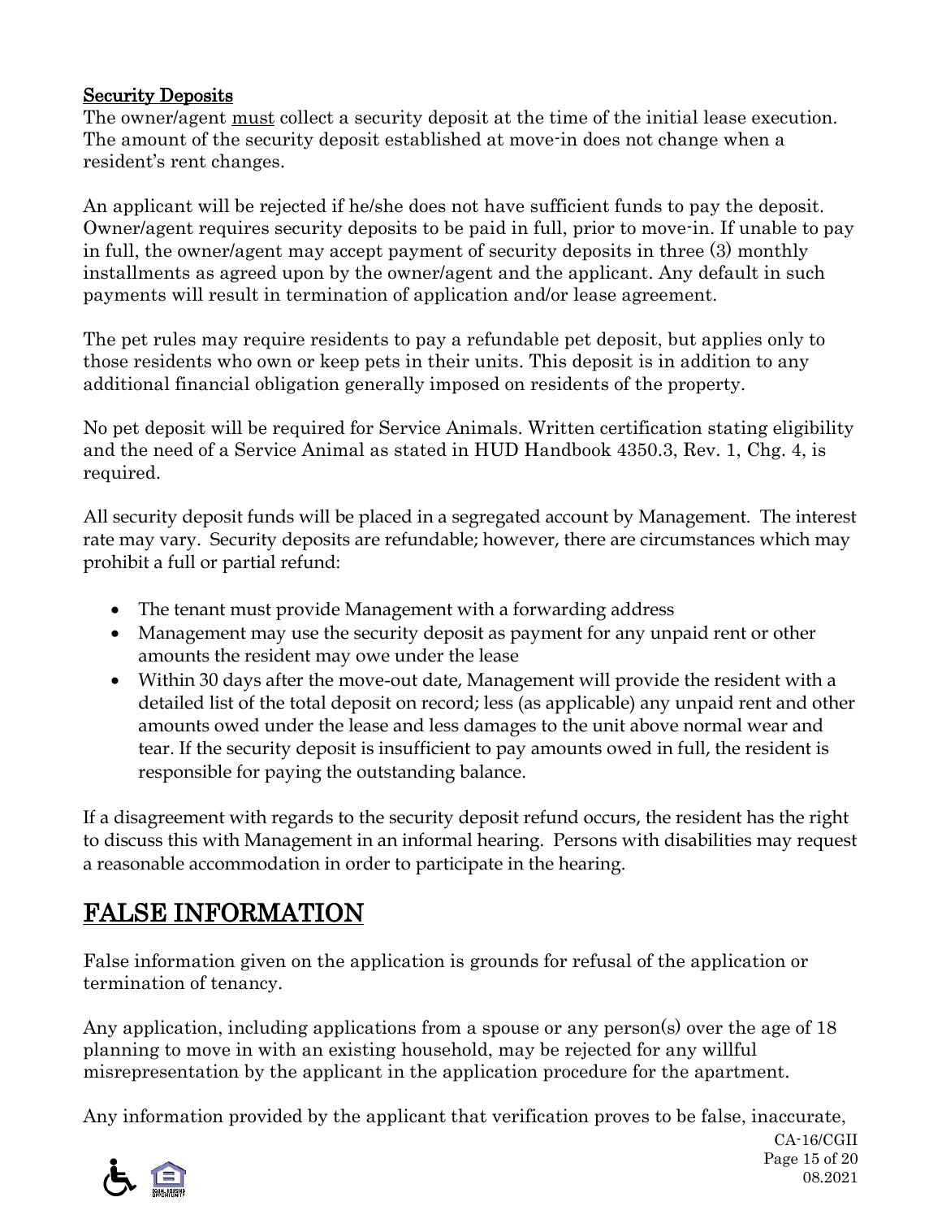### Security Deposits

The owner/agent must collect a security deposit at the time of the initial lease execution. The amount of the security deposit established at move-in does not change when a resident's rent changes.

An applicant will be rejected if he/she does not have sufficient funds to pay the deposit. Owner/agent requires security deposits to be paid in full, prior to move-in. If unable to pay in full, the owner/agent may accept payment of security deposits in three (3) monthly installments as agreed upon by the owner/agent and the applicant. Any default in such payments will result in termination of application and/or lease agreement.

The pet rules may require residents to pay a refundable pet deposit, but applies only to those residents who own or keep pets in their units. This deposit is in addition to any additional financial obligation generally imposed on residents of the property.

No pet deposit will be required for Service Animals. Written certification stating eligibility and the need of a Service Animal as stated in HUD Handbook 4350.3, Rev. 1, Chg. 4, is required.

All security deposit funds will be placed in a segregated account by Management. The interest rate may vary. Security deposits are refundable; however, there are circumstances which may prohibit a full or partial refund:

- The tenant must provide Management with a forwarding address
- Management may use the security deposit as payment for any unpaid rent or other amounts the resident may owe under the lease
- Within 30 days after the move-out date, Management will provide the resident with a detailed list of the total deposit on record; less (as applicable) any unpaid rent and other amounts owed under the lease and less damages to the unit above normal wear and tear. If the security deposit is insufficient to pay amounts owed in full, the resident is responsible for paying the outstanding balance.

If a disagreement with regards to the security deposit refund occurs, the resident has the right to discuss this with Management in an informal hearing. Persons with disabilities may request a reasonable accommodation in order to participate in the hearing.

## FALSE INFORMATION

False information given on the application is grounds for refusal of the application or termination of tenancy.

Any application, including applications from a spouse or any person(s) over the age of 18 planning to move in with an existing household, may be rejected for any willful misrepresentation by the applicant in the application procedure for the apartment.

Any information provided by the applicant that verification proves to be false, inaccurate,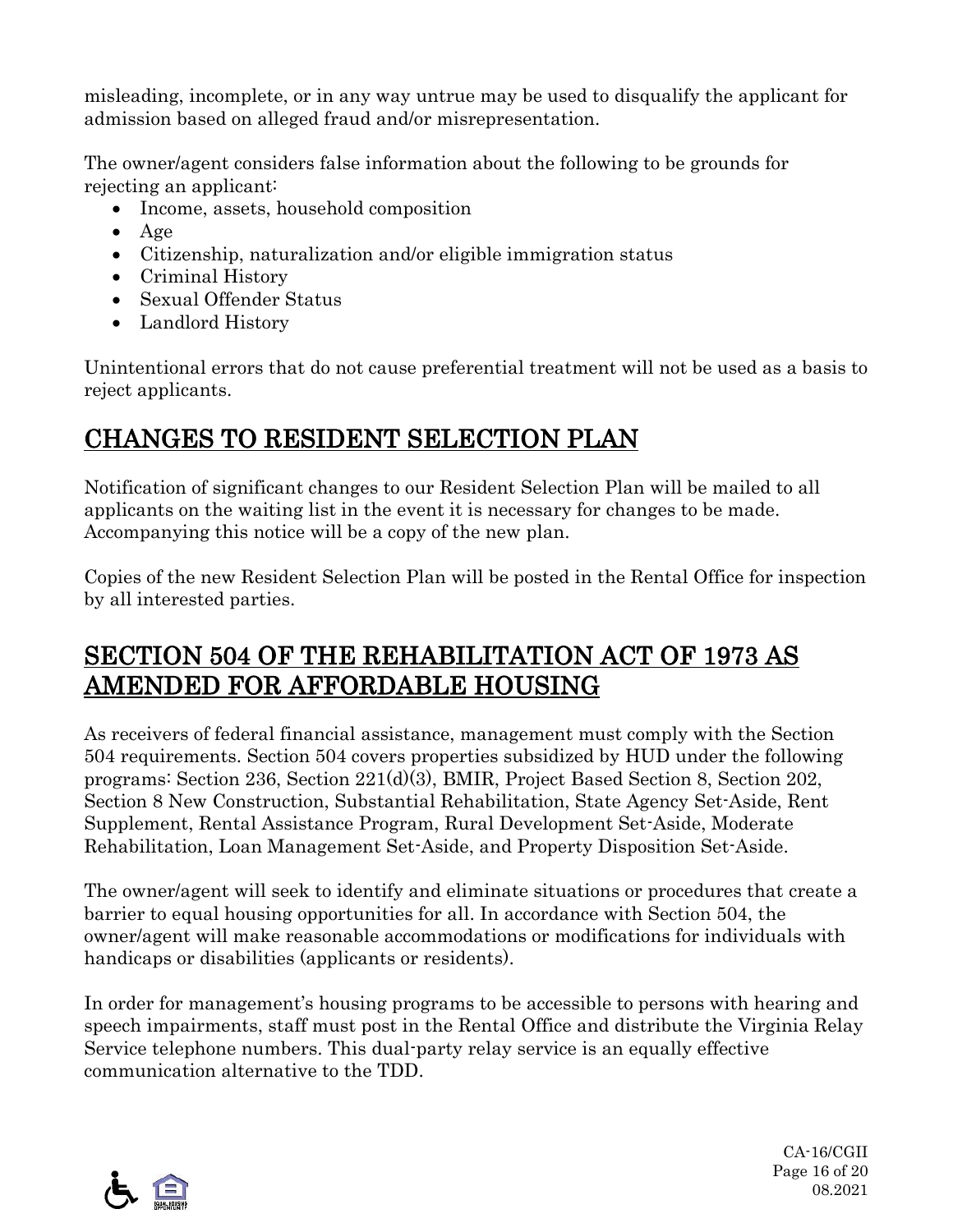misleading, incomplete, or in any way untrue may be used to disqualify the applicant for admission based on alleged fraud and/or misrepresentation.

The owner/agent considers false information about the following to be grounds for rejecting an applicant:

- Income, assets, household composition
- Age
- Citizenship, naturalization and/or eligible immigration status
- Criminal History
- Sexual Offender Status
- Landlord History

Unintentional errors that do not cause preferential treatment will not be used as a basis to reject applicants.

## CHANGES TO RESIDENT SELECTION PLAN

Notification of significant changes to our Resident Selection Plan will be mailed to all applicants on the waiting list in the event it is necessary for changes to be made. Accompanying this notice will be a copy of the new plan.

Copies of the new Resident Selection Plan will be posted in the Rental Office for inspection by all interested parties.

## SECTION 504 OF THE REHABILITATION ACT OF 1973 AS AMENDED FOR AFFORDABLE HOUSING

As receivers of federal financial assistance, management must comply with the Section 504 requirements. Section 504 covers properties subsidized by HUD under the following programs: Section 236, Section 221(d)(3), BMIR, Project Based Section 8, Section 202, Section 8 New Construction, Substantial Rehabilitation, State Agency Set-Aside, Rent Supplement, Rental Assistance Program, Rural Development Set-Aside, Moderate Rehabilitation, Loan Management Set-Aside, and Property Disposition Set-Aside.

The owner/agent will seek to identify and eliminate situations or procedures that create a barrier to equal housing opportunities for all. In accordance with Section 504, the owner/agent will make reasonable accommodations or modifications for individuals with handicaps or disabilities (applicants or residents).

In order for management's housing programs to be accessible to persons with hearing and speech impairments, staff must post in the Rental Office and distribute the Virginia Relay Service telephone numbers. This dual-party relay service is an equally effective communication alternative to the TDD.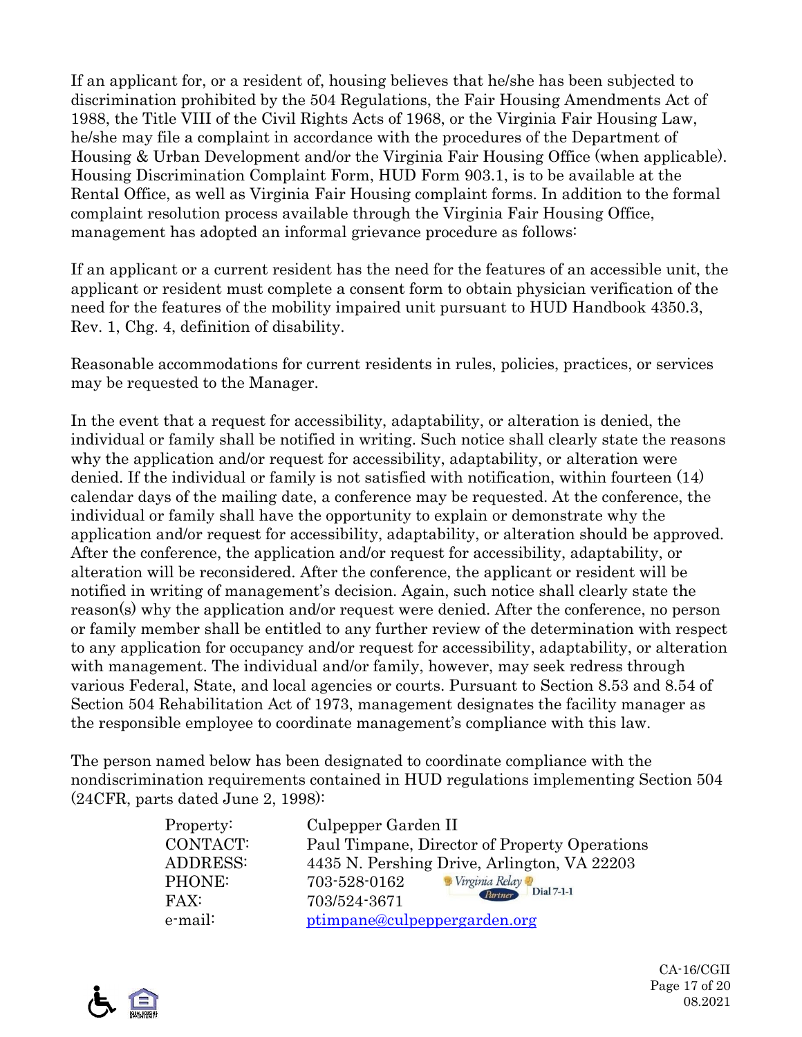If an applicant for, or a resident of, housing believes that he/she has been subjected to discrimination prohibited by the 504 Regulations, the Fair Housing Amendments Act of 1988, the Title VIII of the Civil Rights Acts of 1968, or the Virginia Fair Housing Law, he/she may file a complaint in accordance with the procedures of the Department of Housing & Urban Development and/or the Virginia Fair Housing Office (when applicable). Housing Discrimination Complaint Form, HUD Form 903.1, is to be available at the Rental Office, as well as Virginia Fair Housing complaint forms. In addition to the formal complaint resolution process available through the Virginia Fair Housing Office, management has adopted an informal grievance procedure as follows:

If an applicant or a current resident has the need for the features of an accessible unit, the applicant or resident must complete a consent form to obtain physician verification of the need for the features of the mobility impaired unit pursuant to HUD Handbook 4350.3, Rev. 1, Chg. 4, definition of disability.

Reasonable accommodations for current residents in rules, policies, practices, or services may be requested to the Manager.

In the event that a request for accessibility, adaptability, or alteration is denied, the individual or family shall be notified in writing. Such notice shall clearly state the reasons why the application and/or request for accessibility, adaptability, or alteration were denied. If the individual or family is not satisfied with notification, within fourteen (14) calendar days of the mailing date, a conference may be requested. At the conference, the individual or family shall have the opportunity to explain or demonstrate why the application and/or request for accessibility, adaptability, or alteration should be approved. After the conference, the application and/or request for accessibility, adaptability, or alteration will be reconsidered. After the conference, the applicant or resident will be notified in writing of management's decision. Again, such notice shall clearly state the reason(s) why the application and/or request were denied. After the conference, no person or family member shall be entitled to any further review of the determination with respect to any application for occupancy and/or request for accessibility, adaptability, or alteration with management. The individual and/or family, however, may seek redress through various Federal, State, and local agencies or courts. Pursuant to Section 8.53 and 8.54 of Section 504 Rehabilitation Act of 1973, management designates the facility manager as the responsible employee to coordinate management's compliance with this law.

The person named below has been designated to coordinate compliance with the nondiscrimination requirements contained in HUD regulations implementing Section 504 (24CFR, parts dated June 2, 1998):

| | |
|---|---|
| Property: | Culpepper Garden II |
| CONTACT: | Paul Timpane, Director of Property Operations |
| ADDRESS: | 4435 N. Pershing Drive, Arlington, VA 22203 |
| PHONE: | 703-528-0162 Virginia Relay Partner Dial 7-1-1 |
| FAX: | 703/524-3671 |
| e-mail: | ptimpane@culpeppergarden.org |

CA-16/CGII
08.2021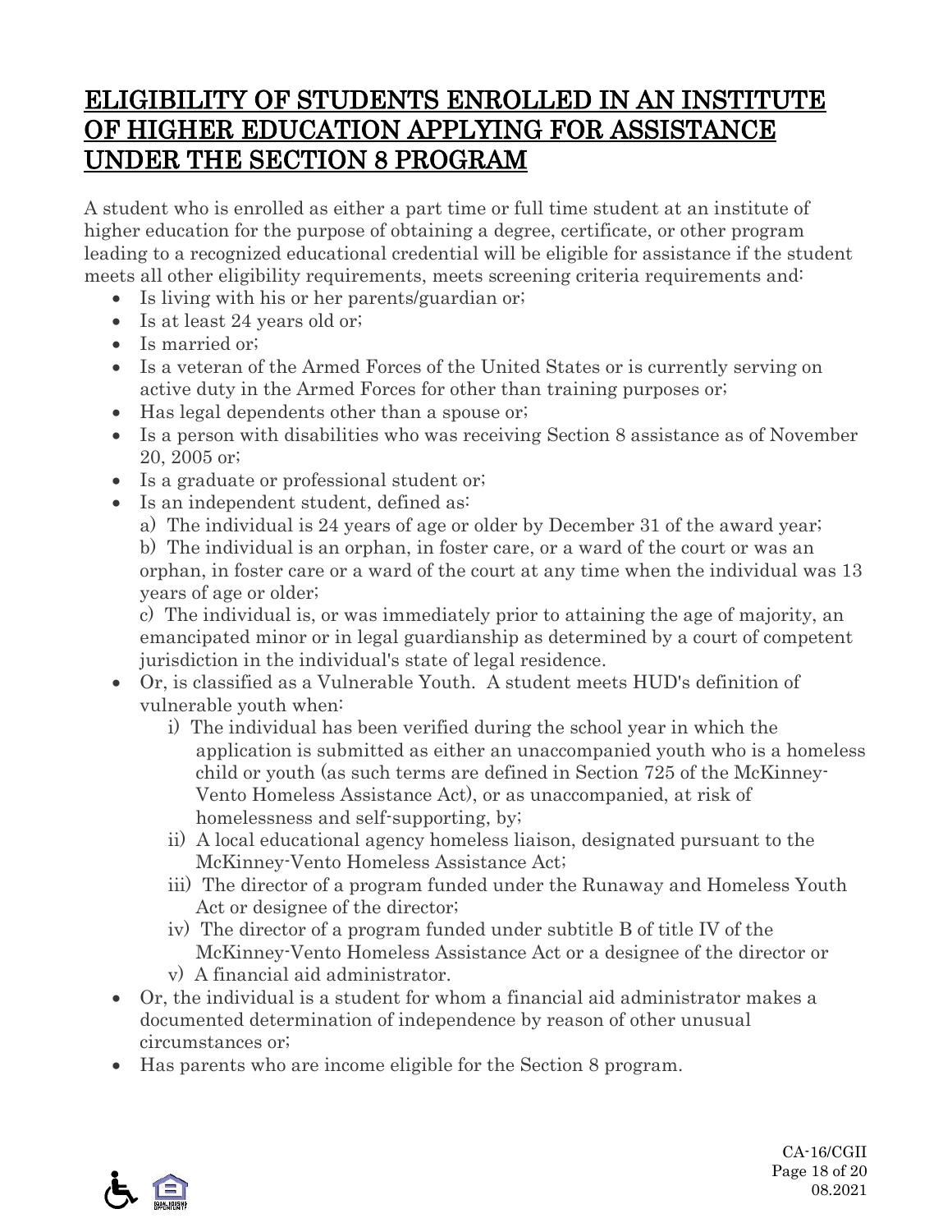# ELIGIBILITY OF STUDENTS ENROLLED IN AN INSTITUTE OF HIGHER EDUCATION APPLYING FOR ASSISTANCE UNDER THE SECTION 8 PROGRAM

A student who is enrolled as either a part time or full time student at an institute of higher education for the purpose of obtaining a degree, certificate, or other program leading to a recognized educational credential will be eligible for assistance if the student meets all other eligibility requirements, meets screening criteria requirements and:

- Is living with his or her parents/guardian or;
- Is at least 24 years old or;
- Is married or;
- Is a veteran of the Armed Forces of the United States or is currently serving on active duty in the Armed Forces for other than training purposes or;
- Has legal dependents other than a spouse or;
- Is a person with disabilities who was receiving Section 8 assistance as of November 20, 2005 or;
- Is a graduate or professional student or;
- Is an independent student, defined as:
  a) The individual is 24 years of age or older by December 31 of the award year;
  b) The individual is an orphan, in foster care, or a ward of the court or was an orphan, in foster care or a ward of the court at any time when the individual was 13 years of age or older;
  c) The individual is, or was immediately prior to attaining the age of majority, an emancipated minor or in legal guardianship as determined by a court of competent jurisdiction in the individual's state of legal residence.
- Or, is classified as a Vulnerable Youth. A student meets HUD's definition of vulnerable youth when:
  i) The individual has been verified during the school year in which the application is submitted as either an unaccompanied youth who is a homeless child or youth (as such terms are defined in Section 725 of the McKinney-Vento Homeless Assistance Act), or as unaccompanied, at risk of homelessness and self-supporting, by;
  ii) A local educational agency homeless liaison, designated pursuant to the McKinney-Vento Homeless Assistance Act;
  iii) The director of a program funded under the Runaway and Homeless Youth Act or designee of the director;
  iv) The director of a program funded under subtitle B of title IV of the McKinney-Vento Homeless Assistance Act or a designee of the director or
  v) A financial aid administrator.
- Or, the individual is a student for whom a financial aid administrator makes a documented determination of independence by reason of other unusual circumstances or;
- Has parents who are income eligible for the Section 8 program.

CA-16/CGII
08.2021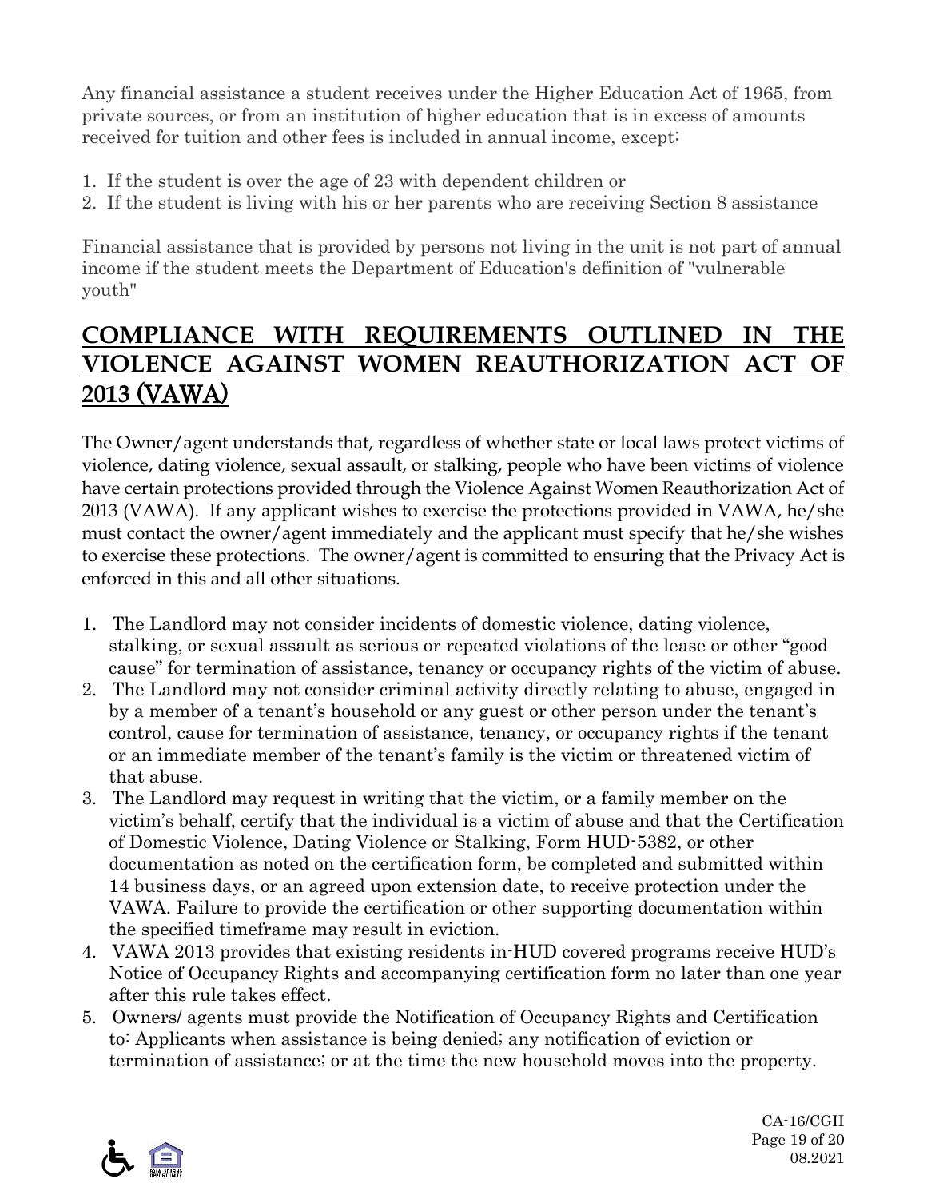Any financial assistance a student receives under the Higher Education Act of 1965, from private sources, or from an institution of higher education that is in excess of amounts received for tuition and other fees is included in annual income, except:

1. If the student is over the age of 23 with dependent children or
2. If the student is living with his or her parents who are receiving Section 8 assistance

Financial assistance that is provided by persons not living in the unit is not part of annual income if the student meets the Department of Education's definition of "vulnerable youth"

## COMPLIANCE WITH REQUIREMENTS OUTLINED IN THE VIOLENCE AGAINST WOMEN REAUTHORIZATION ACT OF 2013 (VAWA)

The Owner/agent understands that, regardless of whether state or local laws protect victims of violence, dating violence, sexual assault, or stalking, people who have been victims of violence have certain protections provided through the Violence Against Women Reauthorization Act of 2013 (VAWA). If any applicant wishes to exercise the protections provided in VAWA, he/she must contact the owner/agent immediately and the applicant must specify that he/she wishes to exercise these protections. The owner/agent is committed to ensuring that the Privacy Act is enforced in this and all other situations.

1. The Landlord may not consider incidents of domestic violence, dating violence, stalking, or sexual assault as serious or repeated violations of the lease or other "good cause" for termination of assistance, tenancy or occupancy rights of the victim of abuse.
2. The Landlord may not consider criminal activity directly relating to abuse, engaged in by a member of a tenant's household or any guest or other person under the tenant's control, cause for termination of assistance, tenancy, or occupancy rights if the tenant or an immediate member of the tenant's family is the victim or threatened victim of that abuse.
3. The Landlord may request in writing that the victim, or a family member on the victim's behalf, certify that the individual is a victim of abuse and that the Certification of Domestic Violence, Dating Violence or Stalking, Form HUD-5382, or other documentation as noted on the certification form, be completed and submitted within 14 business days, or an agreed upon extension date, to receive protection under the VAWA. Failure to provide the certification or other supporting documentation within the specified timeframe may result in eviction.
4. VAWA 2013 provides that existing residents in-HUD covered programs receive HUD's Notice of Occupancy Rights and accompanying certification form no later than one year after this rule takes effect.
5. Owners/ agents must provide the Notification of Occupancy Rights and Certification to: Applicants when assistance is being denied; any notification of eviction or termination of assistance; or at the time the new household moves into the property.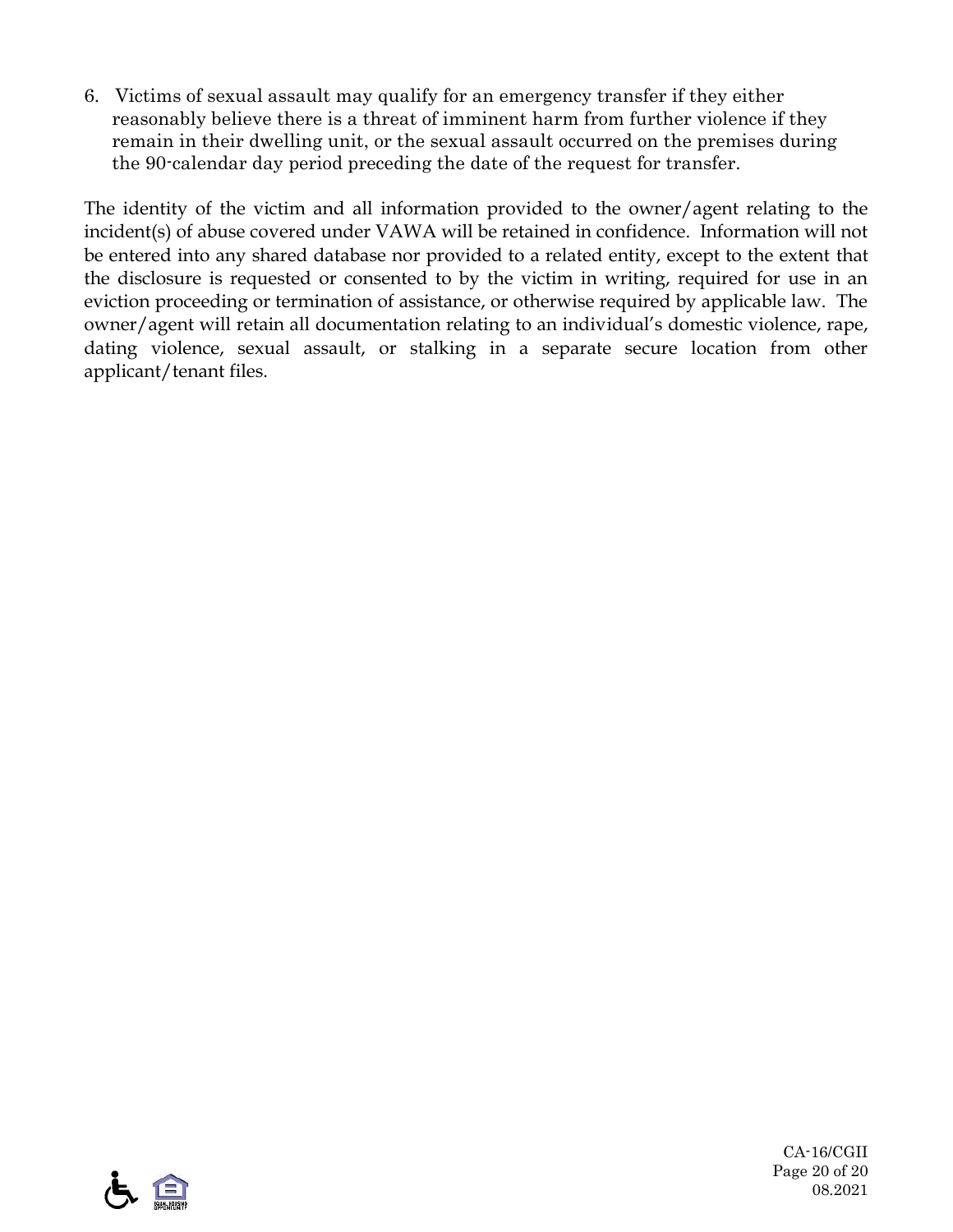6. Victims of sexual assault may qualify for an emergency transfer if they either reasonably believe there is a threat of imminent harm from further violence if they remain in their dwelling unit, or the sexual assault occurred on the premises during the 90-calendar day period preceding the date of the request for transfer.

The identity of the victim and all information provided to the owner/agent relating to the incident(s) of abuse covered under VAWA will be retained in confidence. Information will not be entered into any shared database nor provided to a related entity, except to the extent that the disclosure is requested or consented to by the victim in writing, required for use in an eviction proceeding or termination of assistance, or otherwise required by applicable law. The owner/agent will retain all documentation relating to an individual's domestic violence, rape, dating violence, sexual assault, or stalking in a separate secure location from other applicant/tenant files.